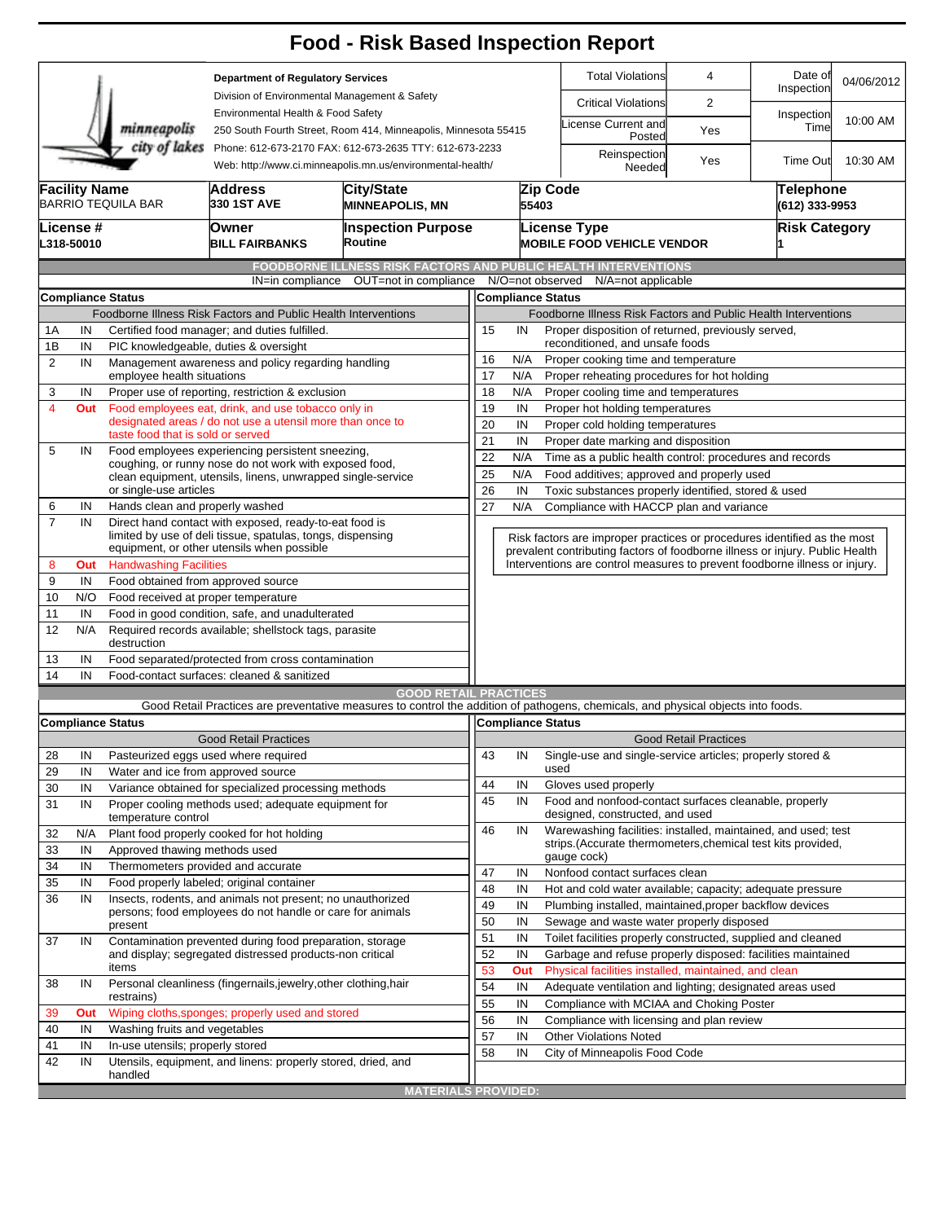# Food - Risk Based Inspection Report

minneapolis city of lakes

**Department of Regulatory Services**
Division of Environmental Management & Safety
Environmental Health & Food Safety
250 South Fourth Street, Room 414, Minneapolis, Minnesota 55415
Phone: 612-673-2170 FAX: 612-673-2635 TTY: 612-673-2233
Web: http://www.ci.minneapolis.mn.us/environmental-health/

| | | | |
|---|---|---|---|
| Total Violations | 4 | Date of Inspection | 04/06/2012 |
| Critical Violations | 2 | Inspection Time | 10:00 AM |
| License Current and Posted | Yes | | |
| Reinspection Needed | Yes | Time Out | 10:30 AM |

| Facility Name | Address | City/State | Zip Code | Telephone |
|---|---|---|---|---|
| BARRIO TEQUILA BAR | 330 1ST AVE | MINNEAPOLIS, MN | 55403 | (612) 333-9953 |

| License # | Owner | Inspection Purpose | License Type | Risk Category |
|---|---|---|---|---|
| L318-50010 | BILL FAIRBANKS | Routine | MOBILE FOOD VEHICLE VENDOR | 1 |

## FOODBORNE ILLNESS RISK FACTORS AND PUBLIC HEALTH INTERVENTIONS

IN=in compliance OUT=not in compliance N/O=not observed N/A=not applicable

**Compliance Status** — Foodborne Illness Risk Factors and Public Health Interventions

| # | Status | Item |
|---|---|---|
| 1A | IN | Certified food manager; and duties fulfilled. |
| 1B | IN | PIC knowledgeable, duties & oversight |
| 2 | IN | Management awareness and policy regarding handling employee health situations |
| 3 | IN | Proper use of reporting, restriction & exclusion |
| 4 | Out | Food employees eat, drink, and use tobacco only in designated areas / do not use a utensil more than once to taste food that is sold or served |
| 5 | IN | Food employees experiencing persistent sneezing, coughing, or runny nose do not work with exposed food, clean equipment, utensils, linens, unwrapped single-service or single-use articles |
| 6 | IN | Hands clean and properly washed |
| 7 | IN | Direct hand contact with exposed, ready-to-eat food is limited by use of deli tissue, spatulas, tongs, dispensing equipment, or other utensils when possible |
| 8 | Out | Handwashing Facilities |
| 9 | IN | Food obtained from approved source |
| 10 | N/O | Food received at proper temperature |
| 11 | IN | Food in good condition, safe, and unadulterated |
| 12 | N/A | Required records available; shellstock tags, parasite destruction |
| 13 | IN | Food separated/protected from cross contamination |
| 14 | IN | Food-contact surfaces: cleaned & sanitized |
| 15 | IN | Proper disposition of returned, previously served, reconditioned, and unsafe foods |
| 16 | N/A | Proper cooking time and temperature |
| 17 | N/A | Proper reheating procedures for hot holding |
| 18 | N/A | Proper cooling time and temperatures |
| 19 | IN | Proper hot holding temperatures |
| 20 | IN | Proper cold holding temperatures |
| 21 | IN | Proper date marking and disposition |
| 22 | N/A | Time as a public health control: procedures and records |
| 25 | N/A | Food additives; approved and properly used |
| 26 | IN | Toxic substances properly identified, stored & used |
| 27 | N/A | Compliance with HACCP plan and variance |

Risk factors are improper practices or procedures identified as the most prevalent contributing factors of foodborne illness or injury. Public Health Interventions are control measures to prevent foodborne illness or injury.

## GOOD RETAIL PRACTICES

Good Retail Practices are preventative measures to control the addition of pathogens, chemicals, and physical objects into foods.

**Compliance Status** — Good Retail Practices

| # | Status | Item |
|---|---|---|
| 28 | IN | Pasteurized eggs used where required |
| 29 | IN | Water and ice from approved source |
| 30 | IN | Variance obtained for specialized processing methods |
| 31 | IN | Proper cooling methods used; adequate equipment for temperature control |
| 32 | N/A | Plant food properly cooked for hot holding |
| 33 | IN | Approved thawing methods used |
| 34 | IN | Thermometers provided and accurate |
| 35 | IN | Food properly labeled; original container |
| 36 | IN | Insects, rodents, and animals not present; no unauthorized persons; food employees do not handle or care for animals present |
| 37 | IN | Contamination prevented during food preparation, storage and display; segregated distressed products-non critical items |
| 38 | IN | Personal cleanliness (fingernails,jewelry,other clothing,hair restrains) |
| 39 | Out | Wiping cloths,sponges; properly used and stored |
| 40 | IN | Washing fruits and vegetables |
| 41 | IN | In-use utensils; properly stored |
| 42 | IN | Utensils, equipment, and linens: properly stored, dried, and handled |
| 43 | IN | Single-use and single-service articles; properly stored & used |
| 44 | IN | Gloves used properly |
| 45 | IN | Food and nonfood-contact surfaces cleanable, properly designed, constructed, and used |
| 46 | IN | Warewashing facilities: installed, maintained, and used; test strips.(Accurate thermometers,chemical test kits provided, gauge cock) |
| 47 | IN | Nonfood contact surfaces clean |
| 48 | IN | Hot and cold water available; capacity; adequate pressure |
| 49 | IN | Plumbing installed, maintained,proper backflow devices |
| 50 | IN | Sewage and waste water properly disposed |
| 51 | IN | Toilet facilities properly constructed, supplied and cleaned |
| 52 | IN | Garbage and refuse properly disposed: facilities maintained |
| 53 | Out | Physical facilities installed, maintained, and clean |
| 54 | IN | Adequate ventilation and lighting; designated areas used |
| 55 | IN | Compliance with MCIAA and Choking Poster |
| 56 | IN | Compliance with licensing and plan review |
| 57 | IN | Other Violations Noted |
| 58 | IN | City of Minneapolis Food Code |

## MATERIALS PROVIDED: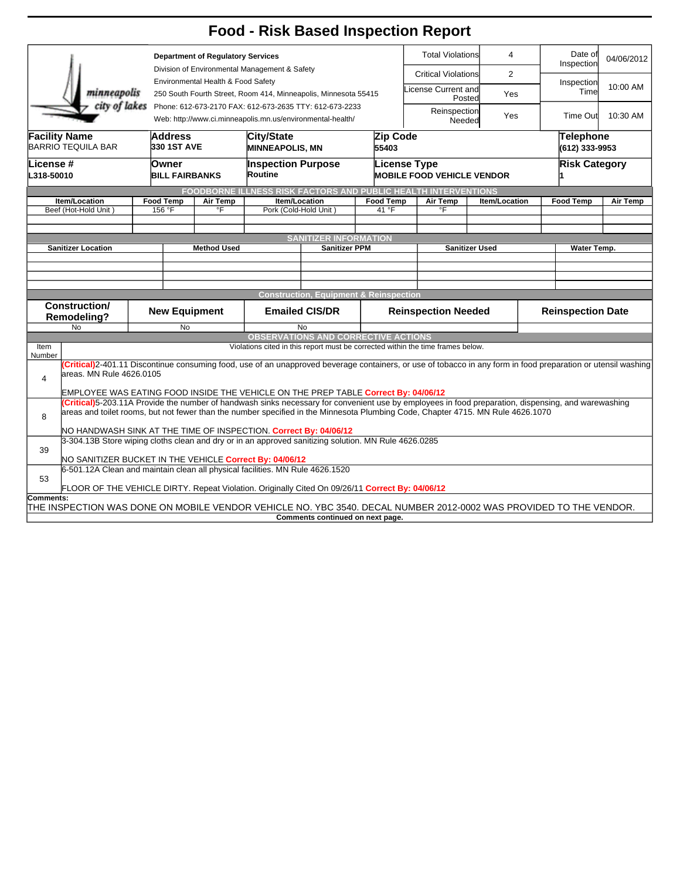# Food - Risk Based Inspection Report

**Department of Regulatory Services**
Division of Environmental Management & Safety
Environmental Health & Food Safety
250 South Fourth Street, Room 414, Minneapolis, Minnesota 55415
Phone: 612-673-2170 FAX: 612-673-2635 TTY: 612-673-2233
Web: http://www.ci.minneapolis.mn.us/environmental-health/

| | | | |
|---|---|---|---|
| Total Violations | 4 | Date of Inspection | 04/06/2012 |
| Critical Violations | 2 | Inspection Time | 10:00 AM |
| License Current and Posted | Yes | | |
| Reinspection Needed | Yes | Time Out | 10:30 AM |

| Facility Name | Address | City/State | Zip Code | Telephone |
|---|---|---|---|---|
| BARRIO TEQUILA BAR | 330 1ST AVE | MINNEAPOLIS, MN | 55403 | (612) 333-9953 |

| License # | Owner | Inspection Purpose | License Type | Risk Category |
|---|---|---|---|---|
| L318-50010 | BILL FAIRBANKS | Routine | MOBILE FOOD VEHICLE VENDOR | 1 |

## FOODBORNE ILLNESS RISK FACTORS AND PUBLIC HEALTH INTERVENTIONS

| Item/Location | Food Temp | Air Temp | Item/Location | Food Temp | Air Temp | Item/Location | Food Temp | Air Temp |
|---|---|---|---|---|---|---|---|---|
| Beef (Hot-Hold Unit ) | 156 °F | °F | Pork (Cold-Hold Unit ) | 41 °F | °F | | | |

## SANITIZER INFORMATION

| Sanitizer Location | Method Used | Sanitizer PPM | Sanitizer Used | Water Temp. |
|---|---|---|---|---|
| | | | | |

## Construction, Equipment & Reinspection

| Construction/ Remodeling? | New Equipment | Emailed CIS/DR | Reinspection Needed | Reinspection Date |
|---|---|---|---|---|
| No | No | No | | |

## OBSERVATIONS AND CORRECTIVE ACTIONS

Violations cited in this report must be corrected within the time frames below.

| Item Number | |
|---|---|
| 4 | (Critical)2-401.11 Discontinue consuming food, use of an unapproved beverage containers, or use of tobacco in any form in food preparation or utensil washing areas. MN Rule 4626.0105<br><br>EMPLOYEE WAS EATING FOOD INSIDE THE VEHICLE ON THE PREP TABLE **Correct By: 04/06/12** |
| 8 | (Critical)5-203.11A Provide the number of handwash sinks necessary for convenient use by employees in food preparation, dispensing, and warewashing areas and toilet rooms, but not fewer than the number specified in the Minnesota Plumbing Code, Chapter 4715. MN Rule 4626.1070<br><br>NO HANDWASH SINK AT THE TIME OF INSPECTION. **Correct By: 04/06/12** |
| 39 | 3-304.13B Store wiping cloths clean and dry or in an approved sanitizing solution. MN Rule 4626.0285<br><br>NO SANITIZER BUCKET IN THE VEHICLE **Correct By: 04/06/12** |
| 53 | 6-501.12A Clean and maintain clean all physical facilities. MN Rule 4626.1520<br><br>FLOOR OF THE VEHICLE DIRTY. Repeat Violation. Originally Cited On 09/26/11 **Correct By: 04/06/12** |

**Comments:**
THE INSPECTION WAS DONE ON MOBILE VENDOR VEHICLE NO. YBC 3540. DECAL NUMBER 2012-0002 WAS PROVIDED TO THE VENDOR.

**Comments continued on next page.**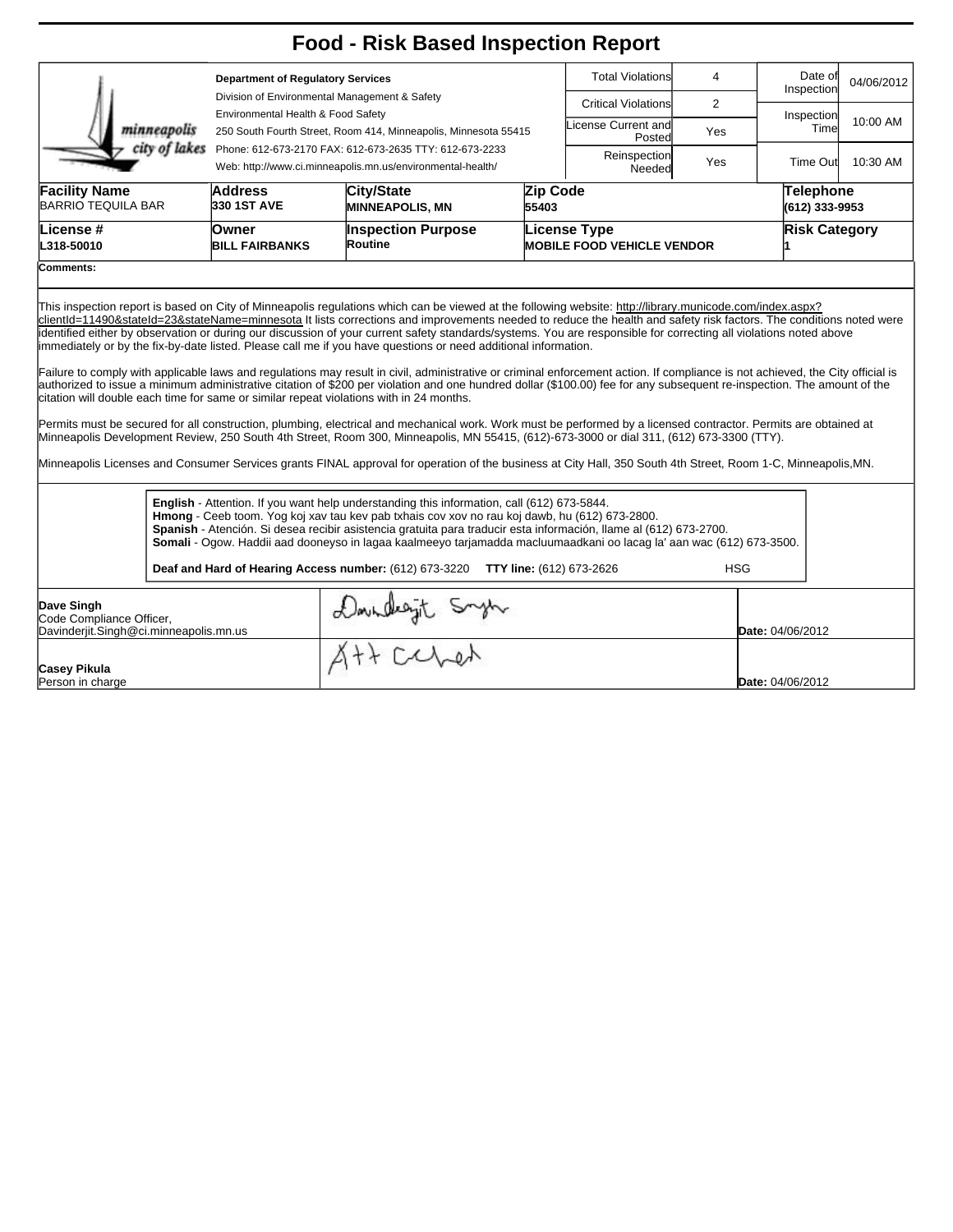# Food - Risk Based Inspection Report

| | | | | |
|---|---|---|---|---|
| minneapolis city of lakes | **Department of Regulatory Services**<br>Division of Environmental Management & Safety<br>Environmental Health & Food Safety<br>250 South Fourth Street, Room 414, Minneapolis, Minnesota 55415<br>Phone: 612-673-2170 FAX: 612-673-2635 TTY: 612-673-2233<br>Web: http://www.ci.minneapolis.mn.us/environmental-health/ | Total Violations: 4<br>Critical Violations: 2<br>License Current and Posted: Yes<br>Reinspection Needed: Yes | Date of Inspection: 04/06/2012<br>Inspection Time: 10:00 AM<br>Time Out: 10:30 AM | |

| Facility Name | Address | City/State | Zip Code | Telephone |
|---|---|---|---|---|
| BARRIO TEQUILA BAR | 330 1ST AVE | MINNEAPOLIS, MN | 55403 | (612) 333-9953 |

| License # | Owner | Inspection Purpose | License Type | Risk Category |
|---|---|---|---|---|
| L318-50010 | BILL FAIRBANKS | Routine | MOBILE FOOD VEHICLE VENDOR | 1 |

**Comments:**

This inspection report is based on City of Minneapolis regulations which can be viewed at the following website: http://library.municode.com/index.aspx?clientId=11490&stateId=23&stateName=minnesota It lists corrections and improvements needed to reduce the health and safety risk factors. The conditions noted were identified either by observation or during our discussion of your current safety standards/systems. You are responsible for correcting all violations noted above immediately or by the fix-by-date listed. Please call me if you have questions or need additional information.

Failure to comply with applicable laws and regulations may result in civil, administrative or criminal enforcement action. If compliance is not achieved, the City official is authorized to issue a minimum administrative citation of $200 per violation and one hundred dollar ($100.00) fee for any subsequent re-inspection. The amount of the citation will double each time for same or similar repeat violations with in 24 months.

Permits must be secured for all construction, plumbing, electrical and mechanical work. Work must be performed by a licensed contractor. Permits are obtained at Minneapolis Development Review, 250 South 4th Street, Room 300, Minneapolis, MN 55415, (612)-673-3000 or dial 311, (612) 673-3300 (TTY).

Minneapolis Licenses and Consumer Services grants FINAL approval for operation of the business at City Hall, 350 South 4th Street, Room 1-C, Minneapolis,MN.

**English** - Attention. If you want help understanding this information, call (612) 673-5844.
**Hmong** - Ceeb toom. Yog koj xav tau kev pab txhais cov xov no rau koj dawb, hu (612) 673-2800.
**Spanish** - Atención. Si desea recibir asistencia gratuita para traducir esta información, llame al (612) 673-2700.
**Somali** - Ogow. Haddii aad dooneyso in lagaa kaalmeeyo tarjamadda macluumaadkani oo lacag la' aan wac (612) 673-3500.

**Deaf and Hard of Hearing Access number:** (612) 673-3220 **TTY line:** (612) 673-2626 HSG

| | | |
|---|---|---|
| **Dave Singh**<br>Code Compliance Officer,<br>Davinderjit.Singh@ci.minneapolis.mn.us | Davinderjit Singh | **Date:** 04/06/2012 |
| **Casey Pikula**<br>Person in charge | Att Cchet | **Date:** 04/06/2012 |